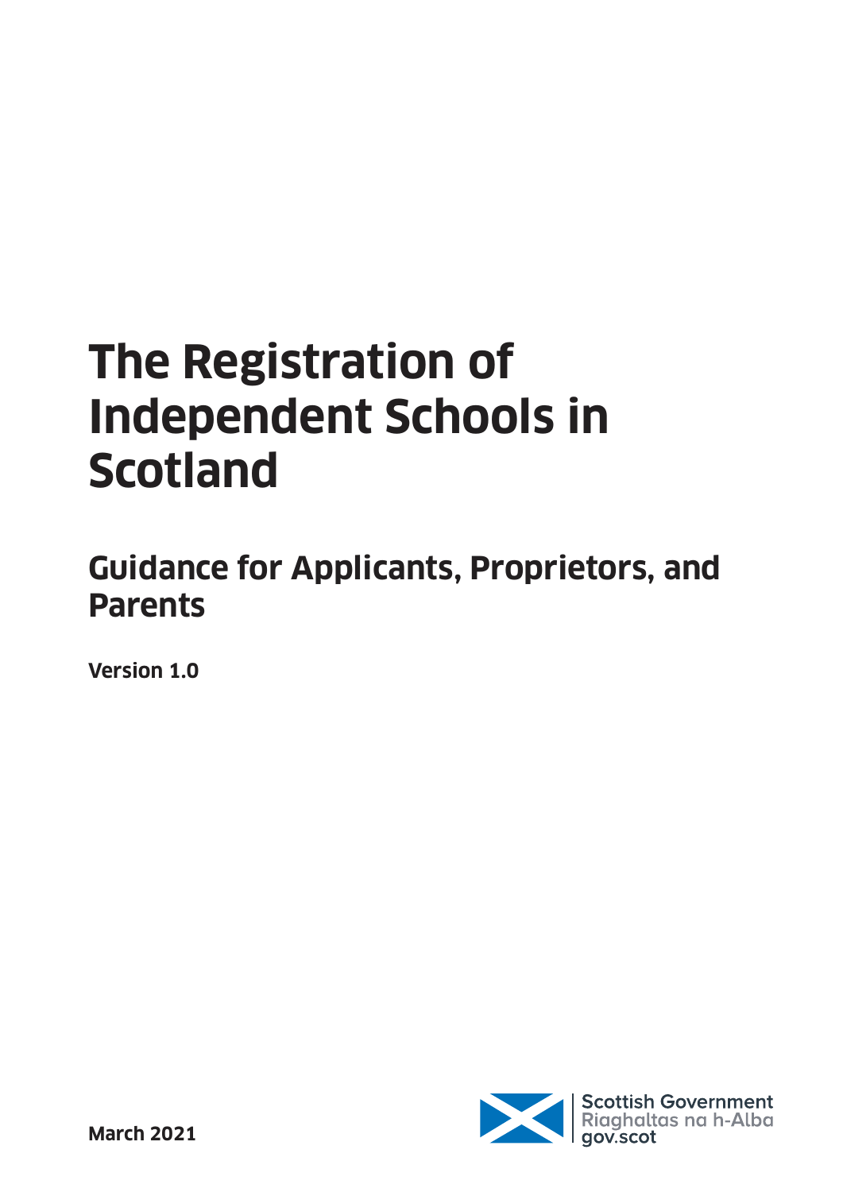# The Registration of Independent Schools in Scotland

## Guidance for Applicants, Proprietors, and Parents

**Version 1.0**

**March 2021**

Scottish Government
Riaghaltas na h-Alba
gov.scot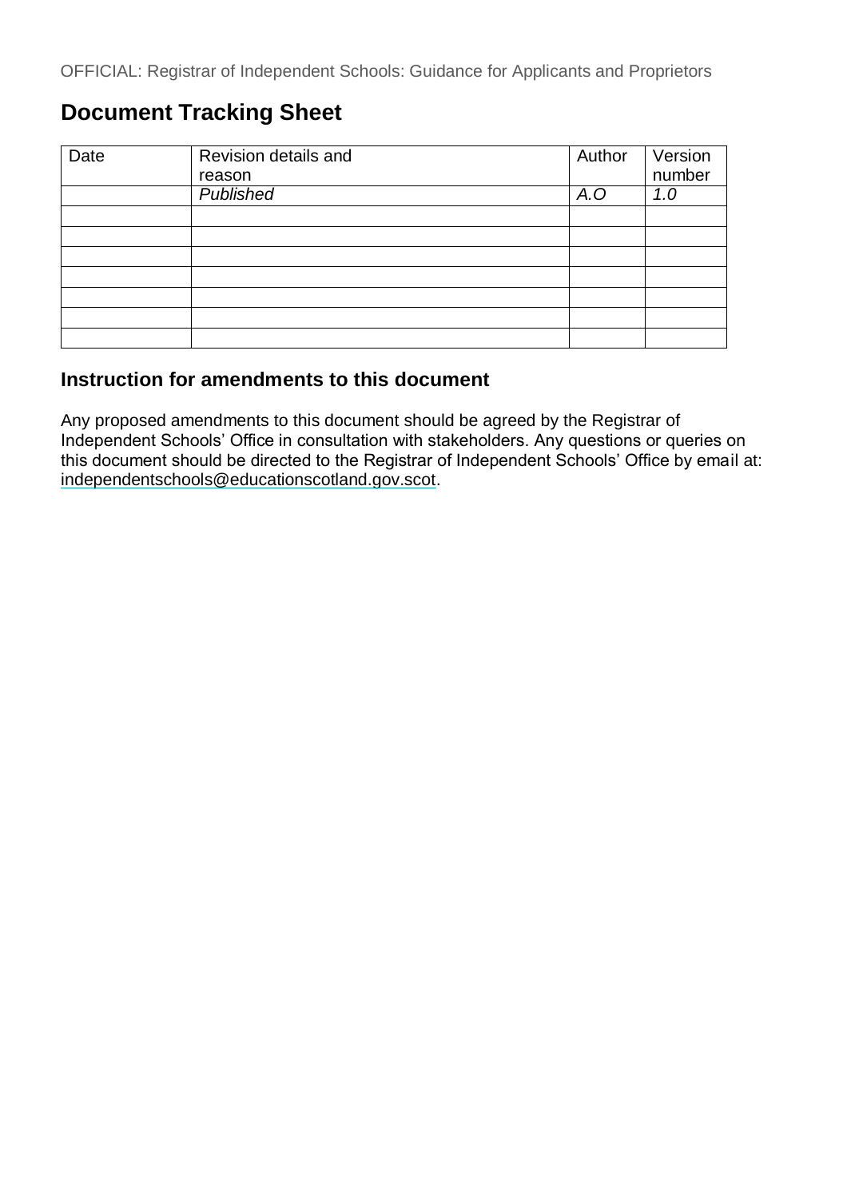## Document Tracking Sheet

| Date | Revision details and reason | Author | Version number |
|---|---|---|---|
| | *Published* | *A.O* | *1.0* |
| | | | |
| | | | |
| | | | |
| | | | |
| | | | |
| | | | |
| | | | |

### Instruction for amendments to this document

Any proposed amendments to this document should be agreed by the Registrar of Independent Schools' Office in consultation with stakeholders. Any questions or queries on this document should be directed to the Registrar of Independent Schools' Office by email at: independentschools@educationscotland.gov.scot.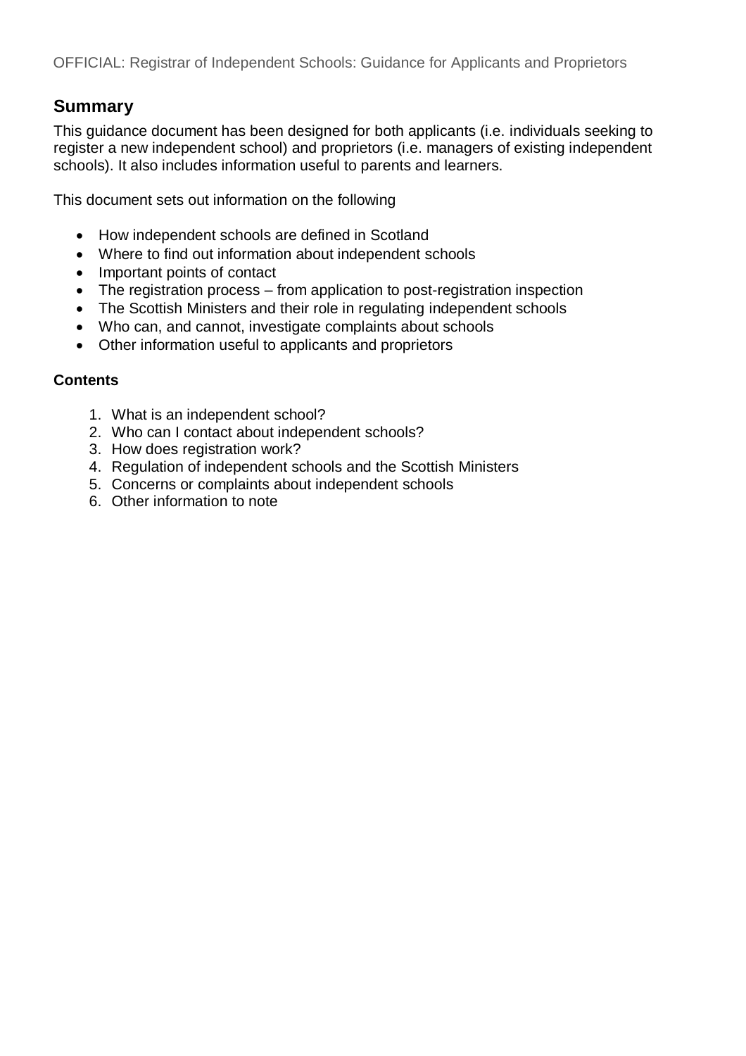## Summary

This guidance document has been designed for both applicants (i.e. individuals seeking to register a new independent school) and proprietors (i.e. managers of existing independent schools). It also includes information useful to parents and learners.

This document sets out information on the following

- How independent schools are defined in Scotland
- Where to find out information about independent schools
- Important points of contact
- The registration process – from application to post-registration inspection
- The Scottish Ministers and their role in regulating independent schools
- Who can, and cannot, investigate complaints about schools
- Other information useful to applicants and proprietors

**Contents**

1. What is an independent school?
2. Who can I contact about independent schools?
3. How does registration work?
4. Regulation of independent schools and the Scottish Ministers
5. Concerns or complaints about independent schools
6. Other information to note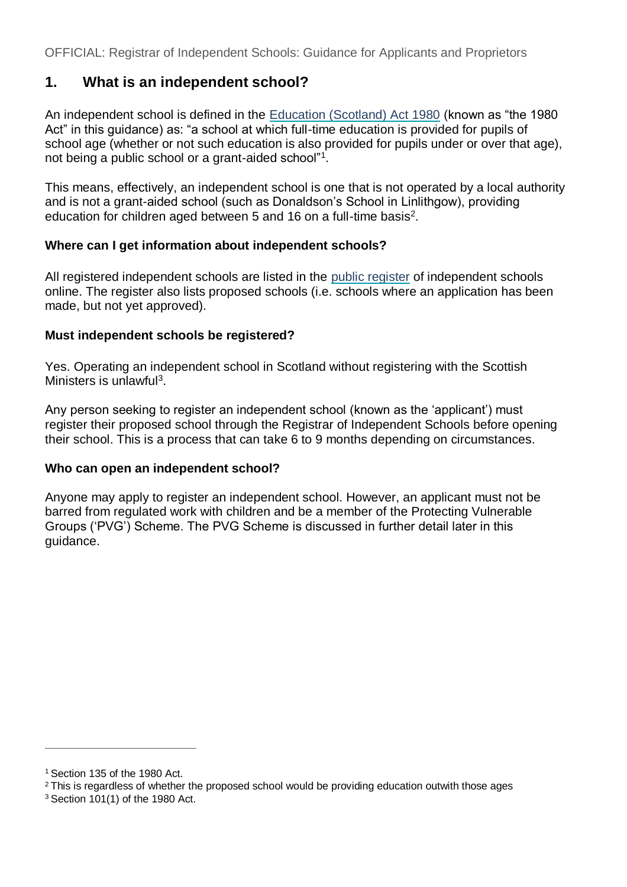## 1. What is an independent school?

An independent school is defined in the Education (Scotland) Act 1980 (known as "the 1980 Act" in this guidance) as: "a school at which full-time education is provided for pupils of school age (whether or not such education is also provided for pupils under or over that age), not being a public school or a grant-aided school"[1].

This means, effectively, an independent school is one that is not operated by a local authority and is not a grant-aided school (such as Donaldson's School in Linlithgow), providing education for children aged between 5 and 16 on a full-time basis[2].

**Where can I get information about independent schools?**

All registered independent schools are listed in the public register of independent schools online. The register also lists proposed schools (i.e. schools where an application has been made, but not yet approved).

**Must independent schools be registered?**

Yes. Operating an independent school in Scotland without registering with the Scottish Ministers is unlawful[3].

Any person seeking to register an independent school (known as the 'applicant') must register their proposed school through the Registrar of Independent Schools before opening their school. This is a process that can take 6 to 9 months depending on circumstances.

**Who can open an independent school?**

Anyone may apply to register an independent school. However, an applicant must not be barred from regulated work with children and be a member of the Protecting Vulnerable Groups ('PVG') Scheme. The PVG Scheme is discussed in further detail later in this guidance.

---

[1] Section 135 of the 1980 Act.

[2] This is regardless of whether the proposed school would be providing education outwith those ages

[3] Section 101(1) of the 1980 Act.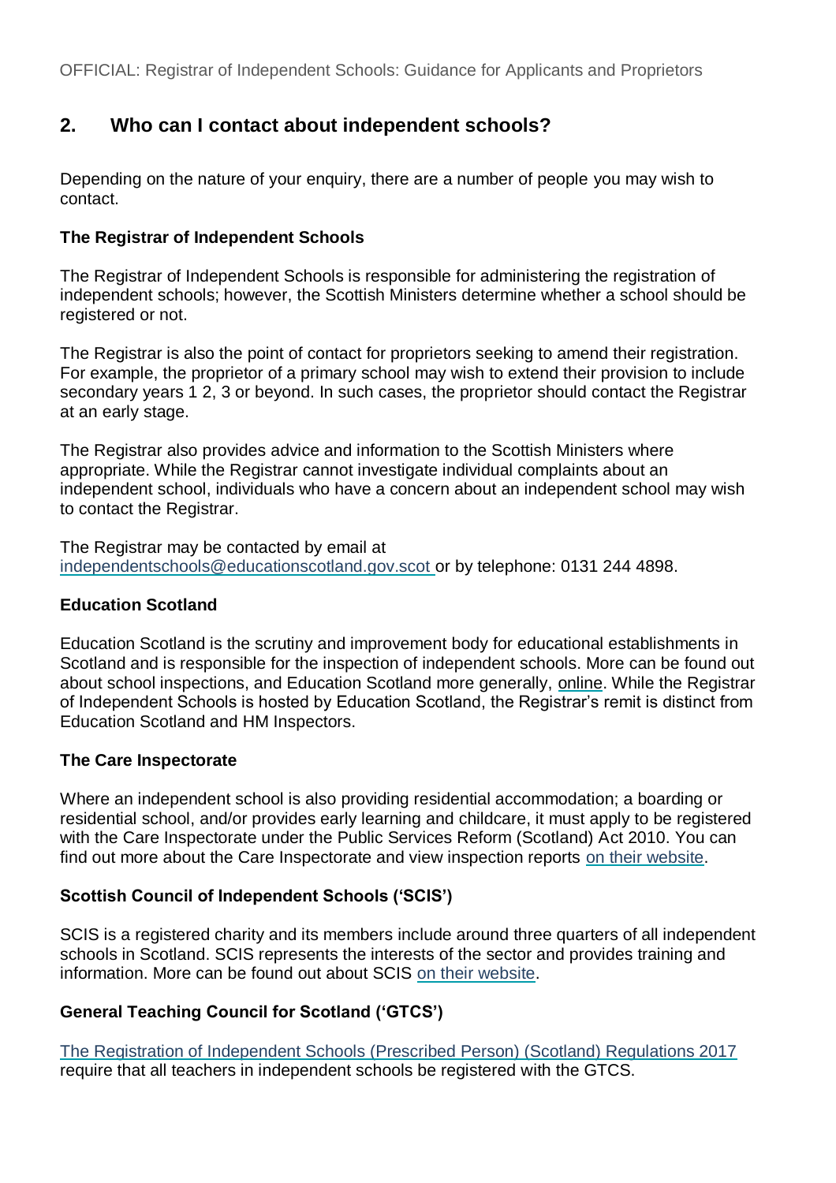## 2. Who can I contact about independent schools?

Depending on the nature of your enquiry, there are a number of people you may wish to contact.

**The Registrar of Independent Schools**

The Registrar of Independent Schools is responsible for administering the registration of independent schools; however, the Scottish Ministers determine whether a school should be registered or not.

The Registrar is also the point of contact for proprietors seeking to amend their registration. For example, the proprietor of a primary school may wish to extend their provision to include secondary years 1 2, 3 or beyond. In such cases, the proprietor should contact the Registrar at an early stage.

The Registrar also provides advice and information to the Scottish Ministers where appropriate. While the Registrar cannot investigate individual complaints about an independent school, individuals who have a concern about an independent school may wish to contact the Registrar.

The Registrar may be contacted by email at independentschools@educationscotland.gov.scot or by telephone: 0131 244 4898.

**Education Scotland**

Education Scotland is the scrutiny and improvement body for educational establishments in Scotland and is responsible for the inspection of independent schools. More can be found out about school inspections, and Education Scotland more generally, online. While the Registrar of Independent Schools is hosted by Education Scotland, the Registrar's remit is distinct from Education Scotland and HM Inspectors.

**The Care Inspectorate**

Where an independent school is also providing residential accommodation; a boarding or residential school, and/or provides early learning and childcare, it must apply to be registered with the Care Inspectorate under the Public Services Reform (Scotland) Act 2010. You can find out more about the Care Inspectorate and view inspection reports on their website.

**Scottish Council of Independent Schools ('SCIS')**

SCIS is a registered charity and its members include around three quarters of all independent schools in Scotland. SCIS represents the interests of the sector and provides training and information. More can be found out about SCIS on their website.

**General Teaching Council for Scotland ('GTCS')**

The Registration of Independent Schools (Prescribed Person) (Scotland) Regulations 2017 require that all teachers in independent schools be registered with the GTCS.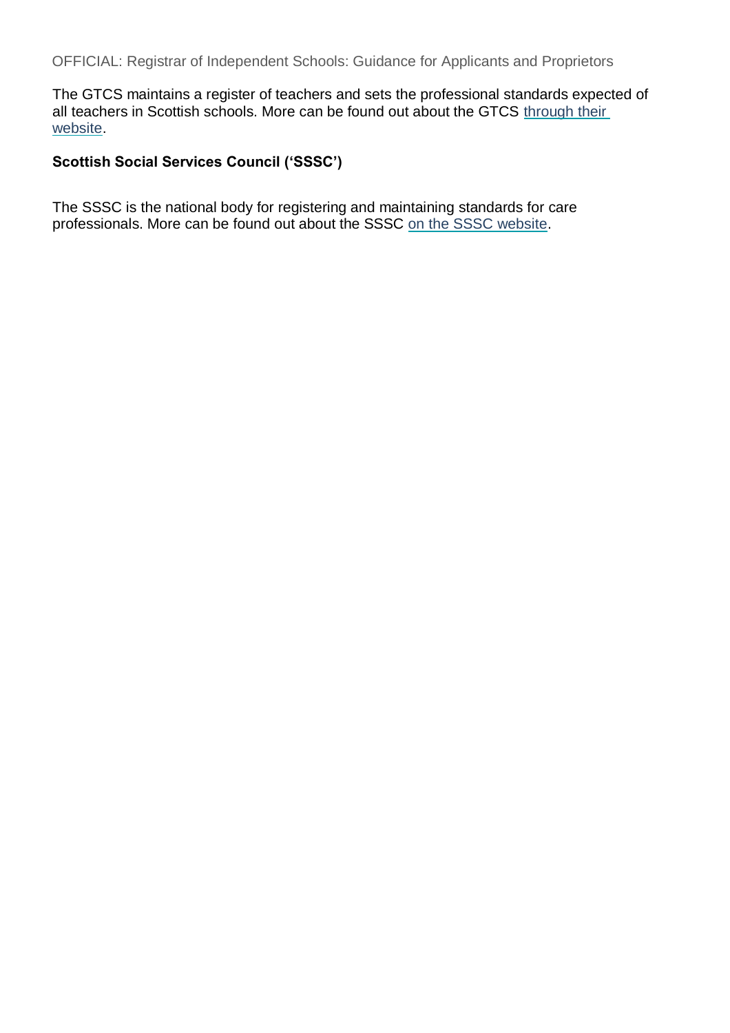The GTCS maintains a register of teachers and sets the professional standards expected of all teachers in Scottish schools. More can be found out about the GTCS through their website.

### Scottish Social Services Council ('SSSC')

The SSSC is the national body for registering and maintaining standards for care professionals. More can be found out about the SSSC on the SSSC website.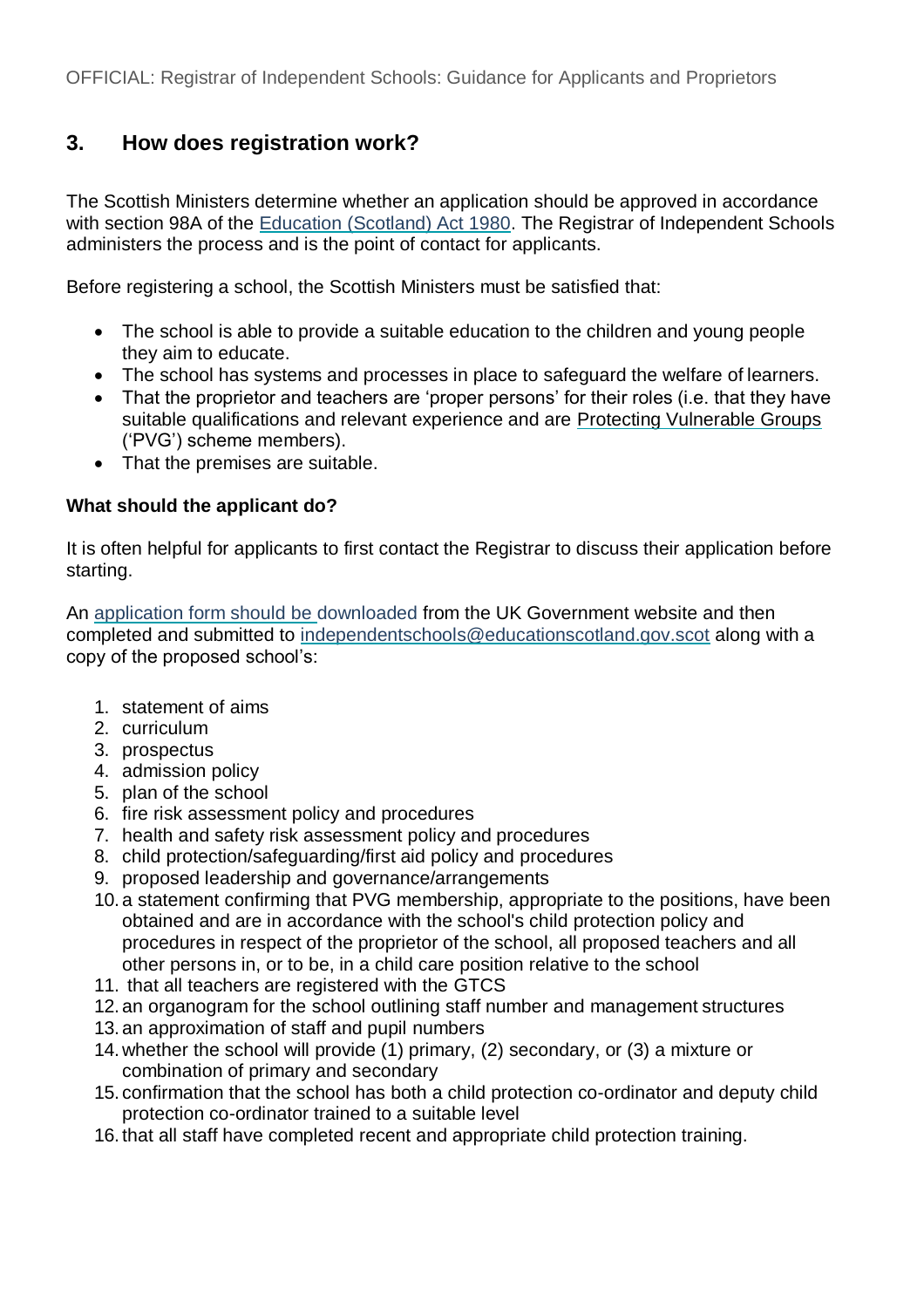## 3. How does registration work?

The Scottish Ministers determine whether an application should be approved in accordance with section 98A of the Education (Scotland) Act 1980. The Registrar of Independent Schools administers the process and is the point of contact for applicants.

Before registering a school, the Scottish Ministers must be satisfied that:

- The school is able to provide a suitable education to the children and young people they aim to educate.
- The school has systems and processes in place to safeguard the welfare of learners.
- That the proprietor and teachers are 'proper persons' for their roles (i.e. that they have suitable qualifications and relevant experience and are Protecting Vulnerable Groups ('PVG') scheme members).
- That the premises are suitable.

**What should the applicant do?**

It is often helpful for applicants to first contact the Registrar to discuss their application before starting.

An application form should be downloaded from the UK Government website and then completed and submitted to independentschools@educationscotland.gov.scot along with a copy of the proposed school's:

1. statement of aims
2. curriculum
3. prospectus
4. admission policy
5. plan of the school
6. fire risk assessment policy and procedures
7. health and safety risk assessment policy and procedures
8. child protection/safeguarding/first aid policy and procedures
9. proposed leadership and governance/arrangements
10. a statement confirming that PVG membership, appropriate to the positions, have been obtained and are in accordance with the school's child protection policy and procedures in respect of the proprietor of the school, all proposed teachers and all other persons in, or to be, in a child care position relative to the school
11. that all teachers are registered with the GTCS
12. an organogram for the school outlining staff number and management structures
13. an approximation of staff and pupil numbers
14. whether the school will provide (1) primary, (2) secondary, or (3) a mixture or combination of primary and secondary
15. confirmation that the school has both a child protection co-ordinator and deputy child protection co-ordinator trained to a suitable level
16. that all staff have completed recent and appropriate child protection training.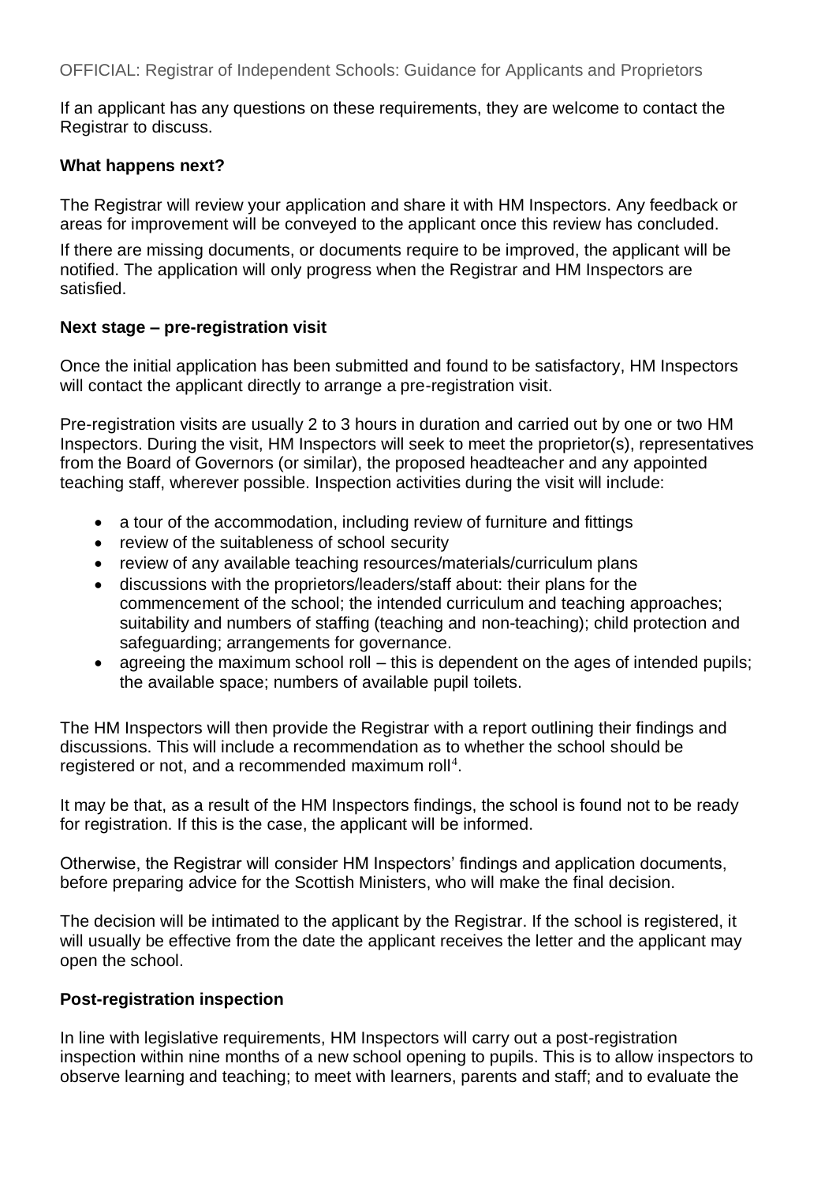If an applicant has any questions on these requirements, they are welcome to contact the Registrar to discuss.

**What happens next?**

The Registrar will review your application and share it with HM Inspectors. Any feedback or areas for improvement will be conveyed to the applicant once this review has concluded.

If there are missing documents, or documents require to be improved, the applicant will be notified. The application will only progress when the Registrar and HM Inspectors are satisfied.

**Next stage – pre-registration visit**

Once the initial application has been submitted and found to be satisfactory, HM Inspectors will contact the applicant directly to arrange a pre-registration visit.

Pre-registration visits are usually 2 to 3 hours in duration and carried out by one or two HM Inspectors. During the visit, HM Inspectors will seek to meet the proprietor(s), representatives from the Board of Governors (or similar), the proposed headteacher and any appointed teaching staff, wherever possible. Inspection activities during the visit will include:

- a tour of the accommodation, including review of furniture and fittings
- review of the suitableness of school security
- review of any available teaching resources/materials/curriculum plans
- discussions with the proprietors/leaders/staff about: their plans for the commencement of the school; the intended curriculum and teaching approaches; suitability and numbers of staffing (teaching and non-teaching); child protection and safeguarding; arrangements for governance.
- agreeing the maximum school roll – this is dependent on the ages of intended pupils; the available space; numbers of available pupil toilets.

The HM Inspectors will then provide the Registrar with a report outlining their findings and discussions. This will include a recommendation as to whether the school should be registered or not, and a recommended maximum roll[4].

It may be that, as a result of the HM Inspectors findings, the school is found not to be ready for registration. If this is the case, the applicant will be informed.

Otherwise, the Registrar will consider HM Inspectors' findings and application documents, before preparing advice for the Scottish Ministers, who will make the final decision.

The decision will be intimated to the applicant by the Registrar. If the school is registered, it will usually be effective from the date the applicant receives the letter and the applicant may open the school.

**Post-registration inspection**

In line with legislative requirements, HM Inspectors will carry out a post-registration inspection within nine months of a new school opening to pupils. This is to allow inspectors to observe learning and teaching; to meet with learners, parents and staff; and to evaluate the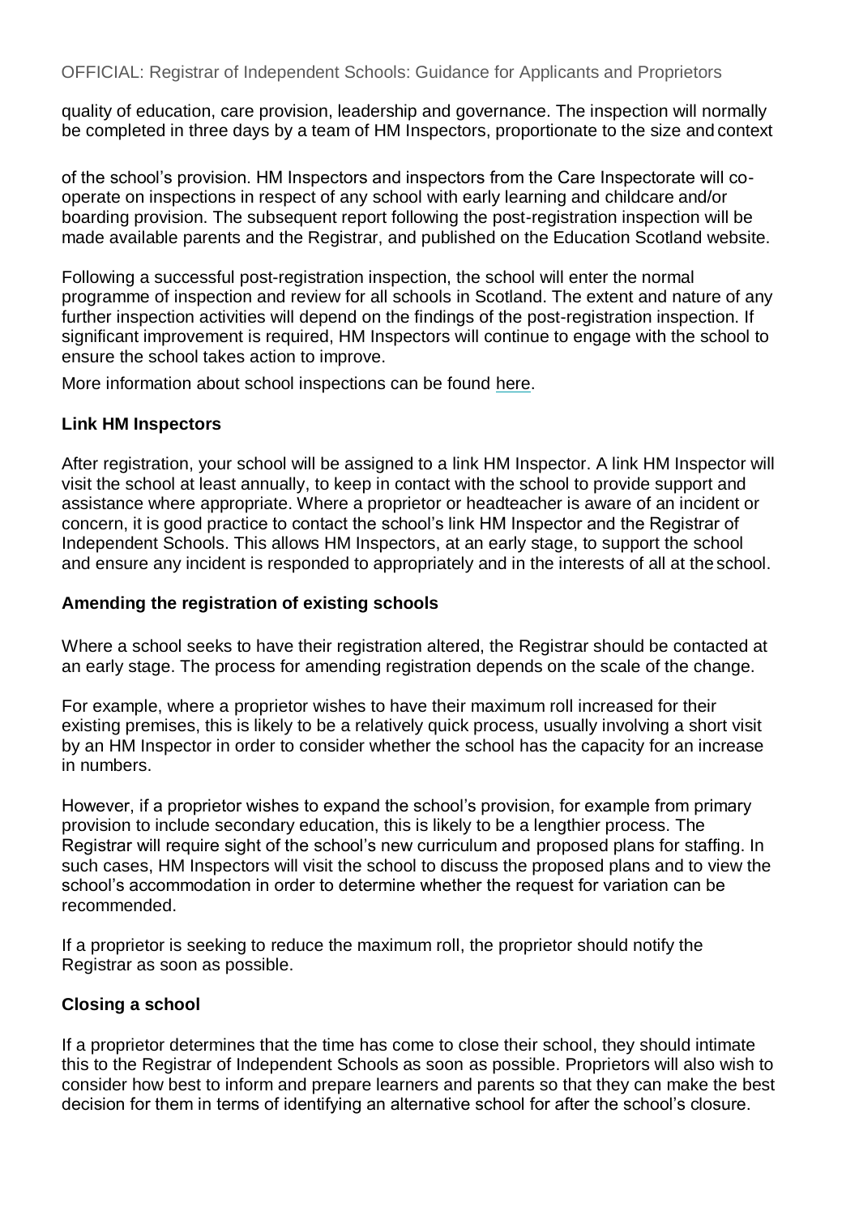quality of education, care provision, leadership and governance. The inspection will normally be completed in three days by a team of HM Inspectors, proportionate to the size and context

of the school's provision. HM Inspectors and inspectors from the Care Inspectorate will co-operate on inspections in respect of any school with early learning and childcare and/or boarding provision. The subsequent report following the post-registration inspection will be made available parents and the Registrar, and published on the Education Scotland website.

Following a successful post-registration inspection, the school will enter the normal programme of inspection and review for all schools in Scotland. The extent and nature of any further inspection activities will depend on the findings of the post-registration inspection. If significant improvement is required, HM Inspectors will continue to engage with the school to ensure the school takes action to improve.

More information about school inspections can be found here.

**Link HM Inspectors**

After registration, your school will be assigned to a link HM Inspector. A link HM Inspector will visit the school at least annually, to keep in contact with the school to provide support and assistance where appropriate. Where a proprietor or headteacher is aware of an incident or concern, it is good practice to contact the school's link HM Inspector and the Registrar of Independent Schools. This allows HM Inspectors, at an early stage, to support the school and ensure any incident is responded to appropriately and in the interests of all at the school.

**Amending the registration of existing schools**

Where a school seeks to have their registration altered, the Registrar should be contacted at an early stage. The process for amending registration depends on the scale of the change.

For example, where a proprietor wishes to have their maximum roll increased for their existing premises, this is likely to be a relatively quick process, usually involving a short visit by an HM Inspector in order to consider whether the school has the capacity for an increase in numbers.

However, if a proprietor wishes to expand the school's provision, for example from primary provision to include secondary education, this is likely to be a lengthier process. The Registrar will require sight of the school's new curriculum and proposed plans for staffing. In such cases, HM Inspectors will visit the school to discuss the proposed plans and to view the school's accommodation in order to determine whether the request for variation can be recommended.

If a proprietor is seeking to reduce the maximum roll, the proprietor should notify the Registrar as soon as possible.

**Closing a school**

If a proprietor determines that the time has come to close their school, they should intimate this to the Registrar of Independent Schools as soon as possible. Proprietors will also wish to consider how best to inform and prepare learners and parents so that they can make the best decision for them in terms of identifying an alternative school for after the school's closure.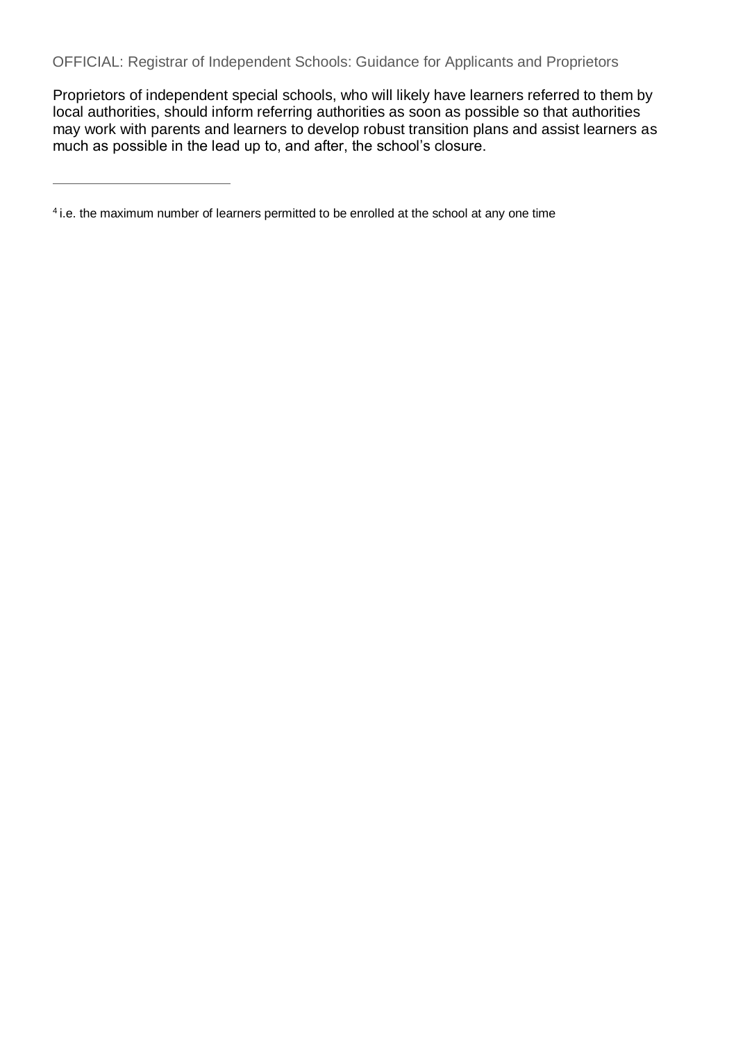Proprietors of independent special schools, who will likely have learners referred to them by local authorities, should inform referring authorities as soon as possible so that authorities may work with parents and learners to develop robust transition plans and assist learners as much as possible in the lead up to, and after, the school's closure.

---

[4] i.e. the maximum number of learners permitted to be enrolled at the school at any one time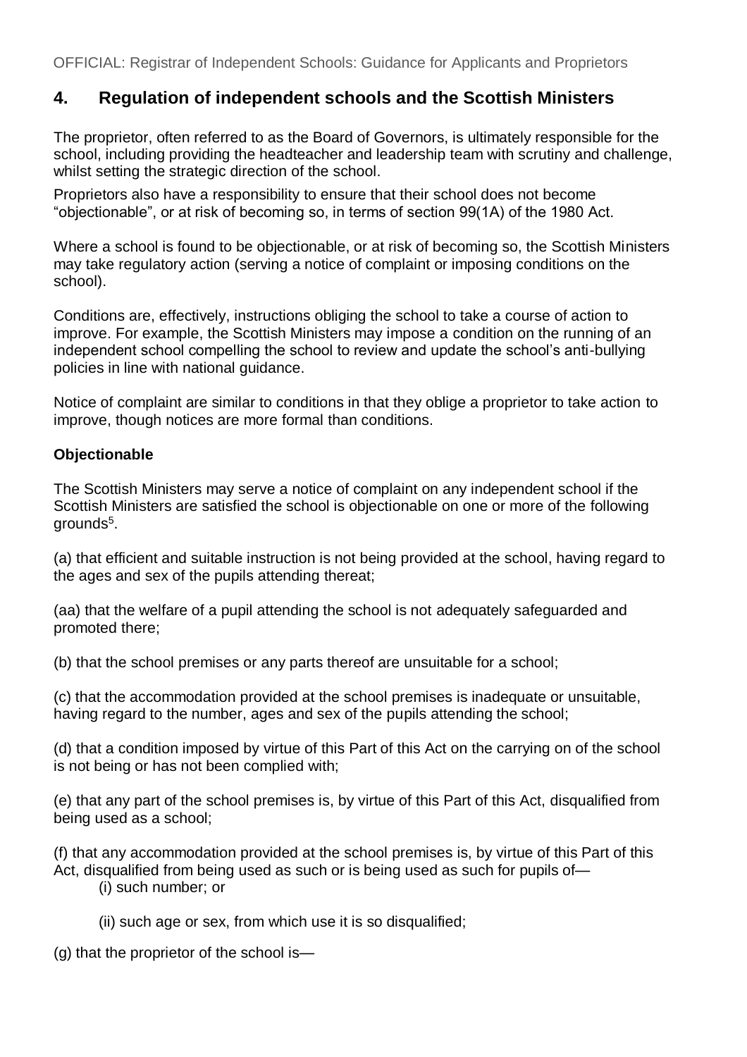## 4. Regulation of independent schools and the Scottish Ministers

The proprietor, often referred to as the Board of Governors, is ultimately responsible for the school, including providing the headteacher and leadership team with scrutiny and challenge, whilst setting the strategic direction of the school.

Proprietors also have a responsibility to ensure that their school does not become "objectionable", or at risk of becoming so, in terms of section 99(1A) of the 1980 Act.

Where a school is found to be objectionable, or at risk of becoming so, the Scottish Ministers may take regulatory action (serving a notice of complaint or imposing conditions on the school).

Conditions are, effectively, instructions obliging the school to take a course of action to improve. For example, the Scottish Ministers may impose a condition on the running of an independent school compelling the school to review and update the school's anti-bullying policies in line with national guidance.

Notice of complaint are similar to conditions in that they oblige a proprietor to take action to improve, though notices are more formal than conditions.

**Objectionable**

The Scottish Ministers may serve a notice of complaint on any independent school if the Scottish Ministers are satisfied the school is objectionable on one or more of the following grounds[5].

(a) that efficient and suitable instruction is not being provided at the school, having regard to the ages and sex of the pupils attending thereat;

(aa) that the welfare of a pupil attending the school is not adequately safeguarded and promoted there;

(b) that the school premises or any parts thereof are unsuitable for a school;

(c) that the accommodation provided at the school premises is inadequate or unsuitable, having regard to the number, ages and sex of the pupils attending the school;

(d) that a condition imposed by virtue of this Part of this Act on the carrying on of the school is not being or has not been complied with;

(e) that any part of the school premises is, by virtue of this Part of this Act, disqualified from being used as a school;

(f) that any accommodation provided at the school premises is, by virtue of this Part of this Act, disqualified from being used as such or is being used as such for pupils of—

(i) such number; or

(ii) such age or sex, from which use it is so disqualified;

(g) that the proprietor of the school is—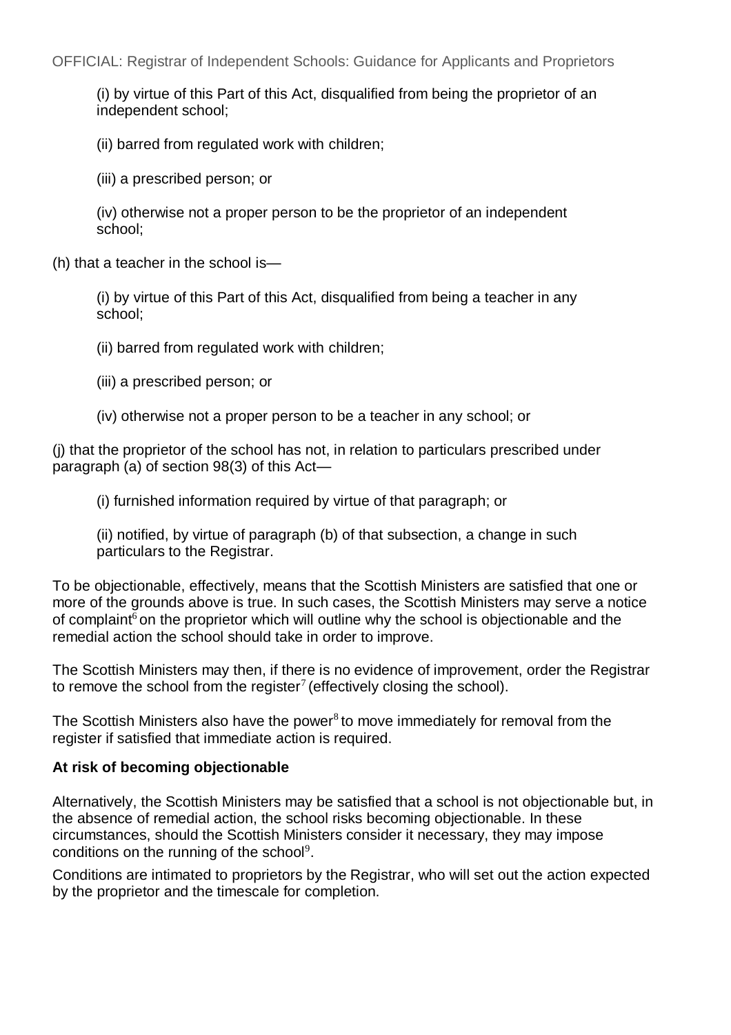(i) by virtue of this Part of this Act, disqualified from being the proprietor of an independent school;

(ii) barred from regulated work with children;

(iii) a prescribed person; or

(iv) otherwise not a proper person to be the proprietor of an independent school;

(h) that a teacher in the school is—

(i) by virtue of this Part of this Act, disqualified from being a teacher in any school;

(ii) barred from regulated work with children;

(iii) a prescribed person; or

(iv) otherwise not a proper person to be a teacher in any school; or

(j) that the proprietor of the school has not, in relation to particulars prescribed under paragraph (a) of section 98(3) of this Act—

(i) furnished information required by virtue of that paragraph; or

(ii) notified, by virtue of paragraph (b) of that subsection, a change in such particulars to the Registrar.

To be objectionable, effectively, means that the Scottish Ministers are satisfied that one or more of the grounds above is true. In such cases, the Scottish Ministers may serve a notice of complaint[6] on the proprietor which will outline why the school is objectionable and the remedial action the school should take in order to improve.

The Scottish Ministers may then, if there is no evidence of improvement, order the Registrar to remove the school from the register[7] (effectively closing the school).

The Scottish Ministers also have the power[8] to move immediately for removal from the register if satisfied that immediate action is required.

**At risk of becoming objectionable**

Alternatively, the Scottish Ministers may be satisfied that a school is not objectionable but, in the absence of remedial action, the school risks becoming objectionable. In these circumstances, should the Scottish Ministers consider it necessary, they may impose conditions on the running of the school[9].

Conditions are intimated to proprietors by the Registrar, who will set out the action expected by the proprietor and the timescale for completion.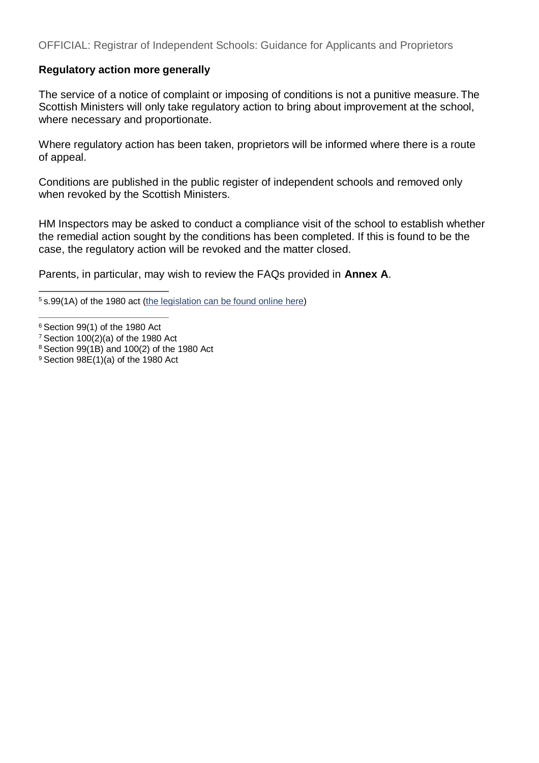### Regulatory action more generally

The service of a notice of complaint or imposing of conditions is not a punitive measure. The Scottish Ministers will only take regulatory action to bring about improvement at the school, where necessary and proportionate.

Where regulatory action has been taken, proprietors will be informed where there is a route of appeal.

Conditions are published in the public register of independent schools and removed only when revoked by the Scottish Ministers.

HM Inspectors may be asked to conduct a compliance visit of the school to establish whether the remedial action sought by the conditions has been completed. If this is found to be the case, the regulatory action will be revoked and the matter closed.

Parents, in particular, may wish to review the FAQs provided in **Annex A**.

---

[5] s.99(1A) of the 1980 act (the legislation can be found online here)

[6] Section 99(1) of the 1980 Act

[7] Section 100(2)(a) of the 1980 Act

[8] Section 99(1B) and 100(2) of the 1980 Act

[9] Section 98E(1)(a) of the 1980 Act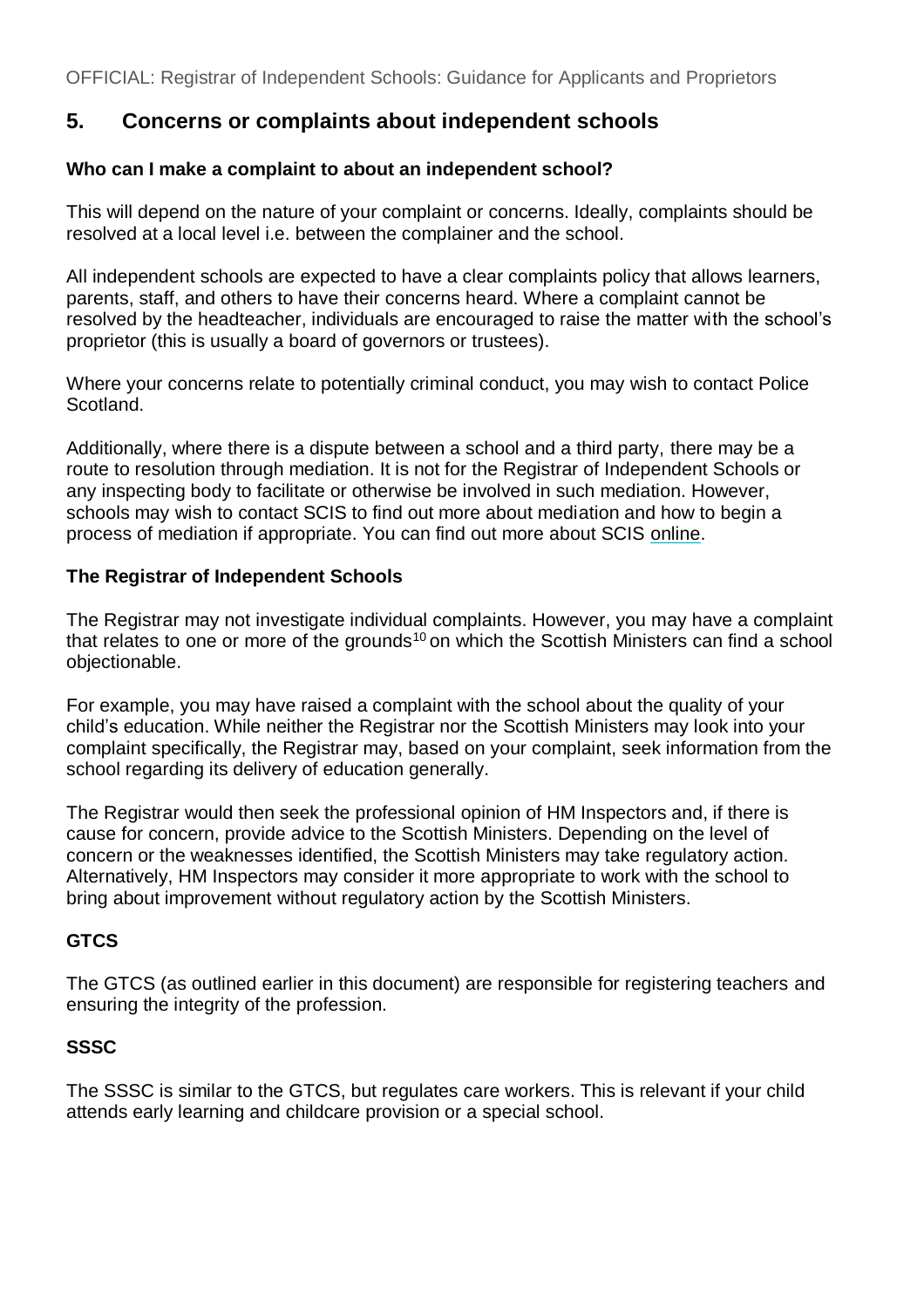## 5. Concerns or complaints about independent schools

**Who can I make a complaint to about an independent school?**

This will depend on the nature of your complaint or concerns. Ideally, complaints should be resolved at a local level i.e. between the complainer and the school.

All independent schools are expected to have a clear complaints policy that allows learners, parents, staff, and others to have their concerns heard. Where a complaint cannot be resolved by the headteacher, individuals are encouraged to raise the matter with the school's proprietor (this is usually a board of governors or trustees).

Where your concerns relate to potentially criminal conduct, you may wish to contact Police Scotland.

Additionally, where there is a dispute between a school and a third party, there may be a route to resolution through mediation. It is not for the Registrar of Independent Schools or any inspecting body to facilitate or otherwise be involved in such mediation. However, schools may wish to contact SCIS to find out more about mediation and how to begin a process of mediation if appropriate. You can find out more about SCIS online.

**The Registrar of Independent Schools**

The Registrar may not investigate individual complaints. However, you may have a complaint that relates to one or more of the grounds[10] on which the Scottish Ministers can find a school objectionable.

For example, you may have raised a complaint with the school about the quality of your child's education. While neither the Registrar nor the Scottish Ministers may look into your complaint specifically, the Registrar may, based on your complaint, seek information from the school regarding its delivery of education generally.

The Registrar would then seek the professional opinion of HM Inspectors and, if there is cause for concern, provide advice to the Scottish Ministers. Depending on the level of concern or the weaknesses identified, the Scottish Ministers may take regulatory action. Alternatively, HM Inspectors may consider it more appropriate to work with the school to bring about improvement without regulatory action by the Scottish Ministers.

**GTCS**

The GTCS (as outlined earlier in this document) are responsible for registering teachers and ensuring the integrity of the profession.

**SSSC**

The SSSC is similar to the GTCS, but regulates care workers. This is relevant if your child attends early learning and childcare provision or a special school.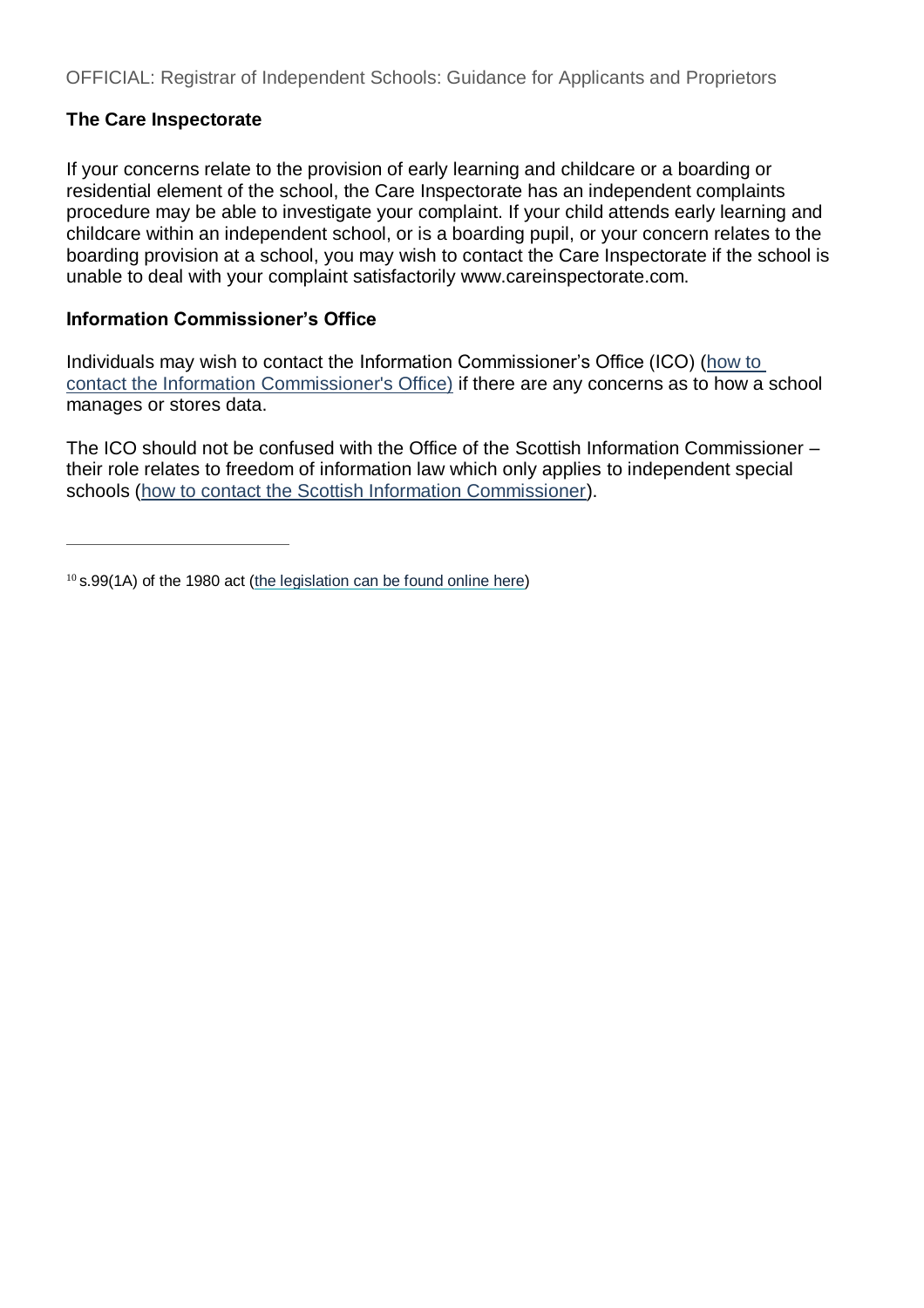### The Care Inspectorate

If your concerns relate to the provision of early learning and childcare or a boarding or residential element of the school, the Care Inspectorate has an independent complaints procedure may be able to investigate your complaint. If your child attends early learning and childcare within an independent school, or is a boarding pupil, or your concern relates to the boarding provision at a school, you may wish to contact the Care Inspectorate if the school is unable to deal with your complaint satisfactorily www.careinspectorate.com.

### Information Commissioner's Office

Individuals may wish to contact the Information Commissioner's Office (ICO) (how to contact the Information Commissioner's Office) if there are any concerns as to how a school manages or stores data.

The ICO should not be confused with the Office of the Scottish Information Commissioner – their role relates to freedom of information law which only applies to independent special schools (how to contact the Scottish Information Commissioner).

---

[10] s.99(1A) of the 1980 act (the legislation can be found online here)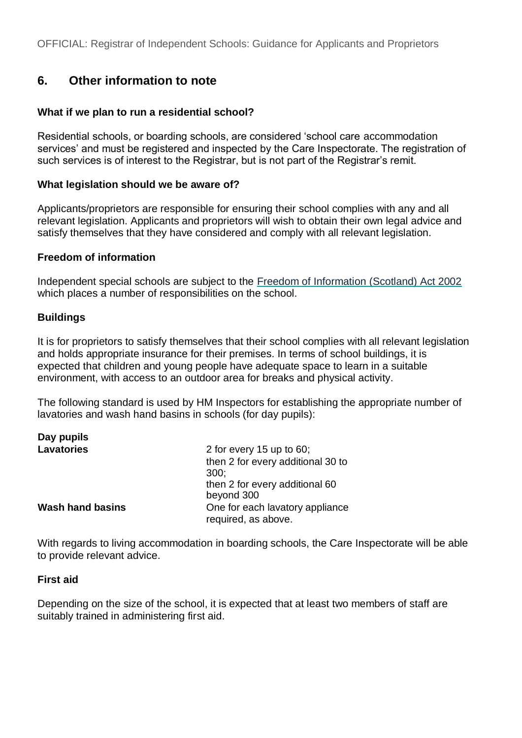## 6. Other information to note

**What if we plan to run a residential school?**

Residential schools, or boarding schools, are considered 'school care accommodation services' and must be registered and inspected by the Care Inspectorate. The registration of such services is of interest to the Registrar, but is not part of the Registrar's remit.

**What legislation should we be aware of?**

Applicants/proprietors are responsible for ensuring their school complies with any and all relevant legislation. Applicants and proprietors will wish to obtain their own legal advice and satisfy themselves that they have considered and comply with all relevant legislation.

**Freedom of information**

Independent special schools are subject to the Freedom of Information (Scotland) Act 2002 which places a number of responsibilities on the school.

**Buildings**

It is for proprietors to satisfy themselves that their school complies with all relevant legislation and holds appropriate insurance for their premises. In terms of school buildings, it is expected that children and young people have adequate space to learn in a suitable environment, with access to an outdoor area for breaks and physical activity.

The following standard is used by HM Inspectors for establishing the appropriate number of lavatories and wash hand basins in schools (for day pupils):

| **Day pupils** | |
|---|---|
| **Lavatories** | 2 for every 15 up to 60; then 2 for every additional 30 to 300; then 2 for every additional 60 beyond 300 |
| **Wash hand basins** | One for each lavatory appliance required, as above. |

With regards to living accommodation in boarding schools, the Care Inspectorate will be able to provide relevant advice.

**First aid**

Depending on the size of the school, it is expected that at least two members of staff are suitably trained in administering first aid.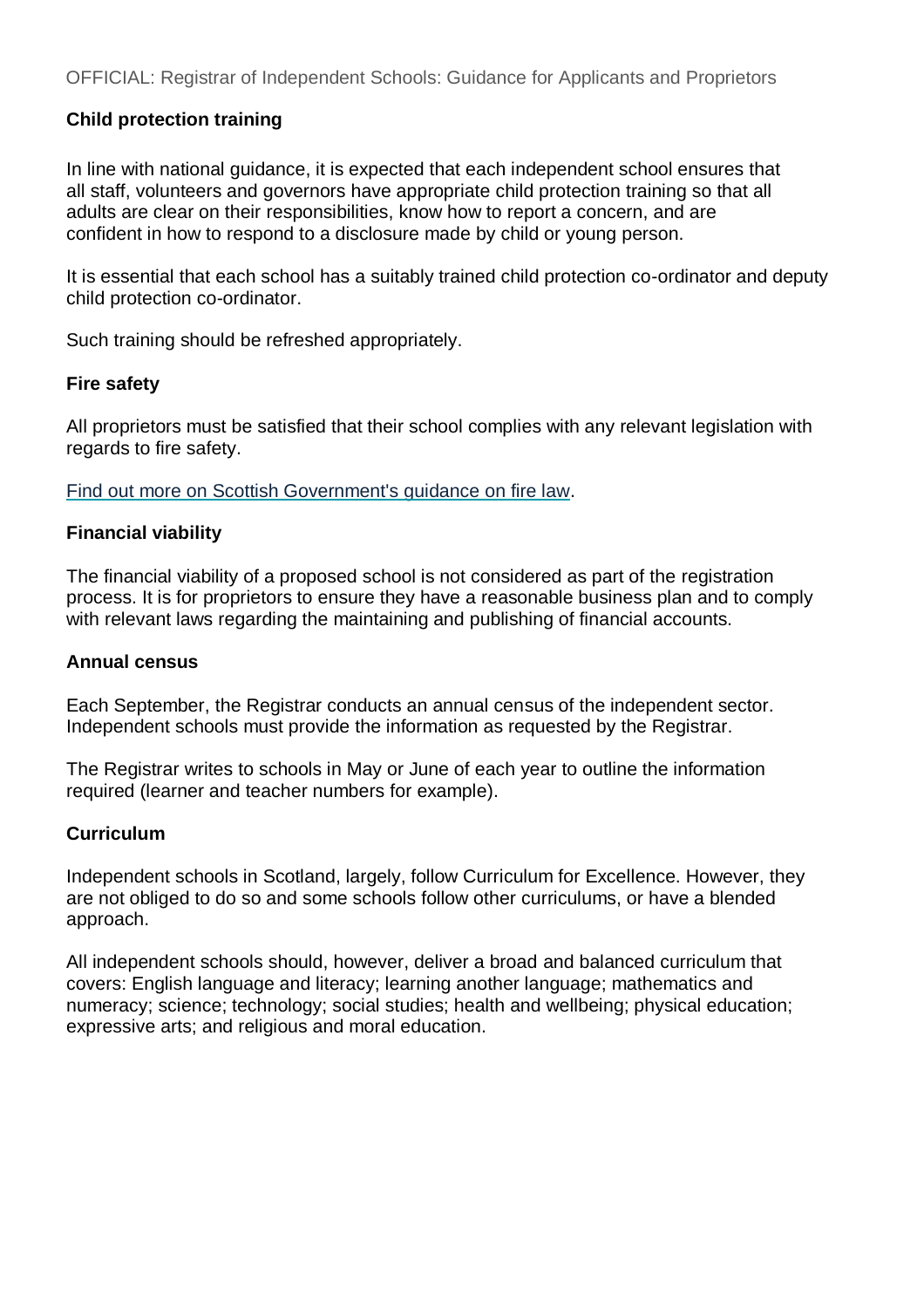### Child protection training

In line with national guidance, it is expected that each independent school ensures that all staff, volunteers and governors have appropriate child protection training so that all adults are clear on their responsibilities, know how to report a concern, and are confident in how to respond to a disclosure made by child or young person.

It is essential that each school has a suitably trained child protection co-ordinator and deputy child protection co-ordinator.

Such training should be refreshed appropriately.

### Fire safety

All proprietors must be satisfied that their school complies with any relevant legislation with regards to fire safety.

Find out more on Scottish Government's guidance on fire law.

### Financial viability

The financial viability of a proposed school is not considered as part of the registration process. It is for proprietors to ensure they have a reasonable business plan and to comply with relevant laws regarding the maintaining and publishing of financial accounts.

### Annual census

Each September, the Registrar conducts an annual census of the independent sector. Independent schools must provide the information as requested by the Registrar.

The Registrar writes to schools in May or June of each year to outline the information required (learner and teacher numbers for example).

### Curriculum

Independent schools in Scotland, largely, follow Curriculum for Excellence. However, they are not obliged to do so and some schools follow other curriculums, or have a blended approach.

All independent schools should, however, deliver a broad and balanced curriculum that covers: English language and literacy; learning another language; mathematics and numeracy; science; technology; social studies; health and wellbeing; physical education; expressive arts; and religious and moral education.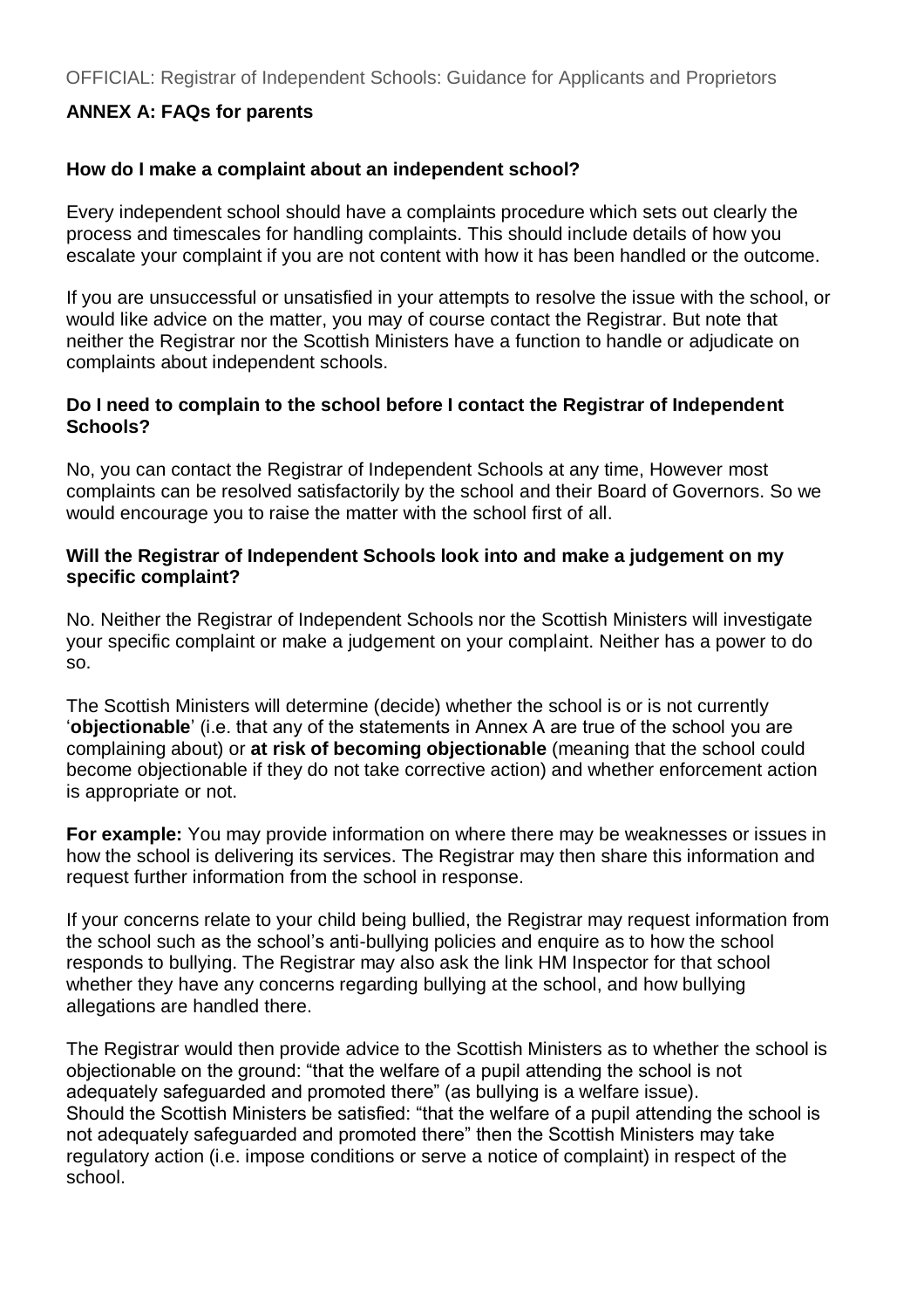## ANNEX A: FAQs for parents

### How do I make a complaint about an independent school?

Every independent school should have a complaints procedure which sets out clearly the process and timescales for handling complaints. This should include details of how you escalate your complaint if you are not content with how it has been handled or the outcome.

If you are unsuccessful or unsatisfied in your attempts to resolve the issue with the school, or would like advice on the matter, you may of course contact the Registrar. But note that neither the Registrar nor the Scottish Ministers have a function to handle or adjudicate on complaints about independent schools.

### Do I need to complain to the school before I contact the Registrar of Independent Schools?

No, you can contact the Registrar of Independent Schools at any time, However most complaints can be resolved satisfactorily by the school and their Board of Governors. So we would encourage you to raise the matter with the school first of all.

### Will the Registrar of Independent Schools look into and make a judgement on my specific complaint?

No. Neither the Registrar of Independent Schools nor the Scottish Ministers will investigate your specific complaint or make a judgement on your complaint. Neither has a power to do so.

The Scottish Ministers will determine (decide) whether the school is or is not currently '**objectionable**' (i.e. that any of the statements in Annex A are true of the school you are complaining about) or **at risk of becoming objectionable** (meaning that the school could become objectionable if they do not take corrective action) and whether enforcement action is appropriate or not.

**For example:** You may provide information on where there may be weaknesses or issues in how the school is delivering its services. The Registrar may then share this information and request further information from the school in response.

If your concerns relate to your child being bullied, the Registrar may request information from the school such as the school's anti-bullying policies and enquire as to how the school responds to bullying. The Registrar may also ask the link HM Inspector for that school whether they have any concerns regarding bullying at the school, and how bullying allegations are handled there.

The Registrar would then provide advice to the Scottish Ministers as to whether the school is objectionable on the ground: "that the welfare of a pupil attending the school is not adequately safeguarded and promoted there" (as bullying is a welfare issue).
Should the Scottish Ministers be satisfied: "that the welfare of a pupil attending the school is not adequately safeguarded and promoted there" then the Scottish Ministers may take regulatory action (i.e. impose conditions or serve a notice of complaint) in respect of the school.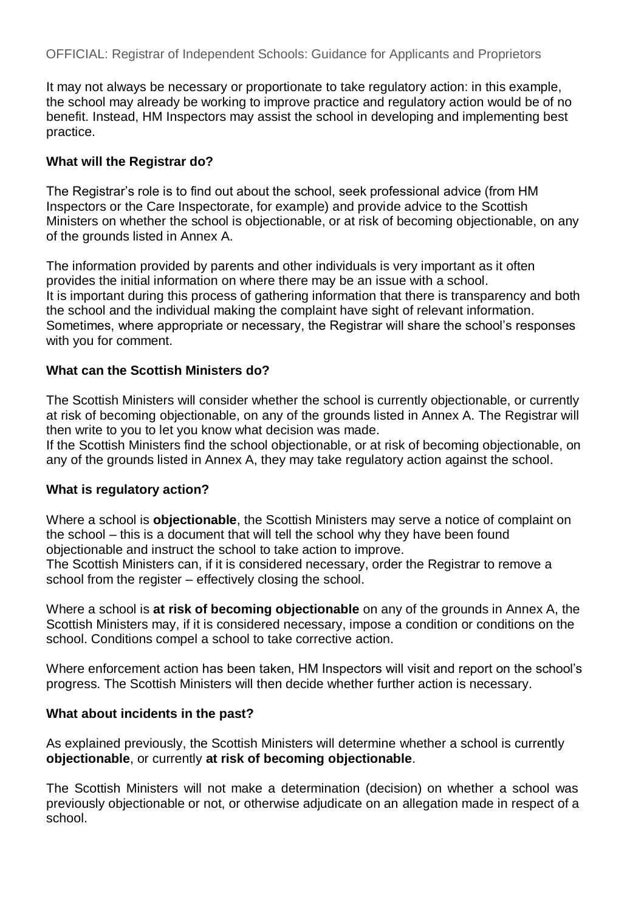It may not always be necessary or proportionate to take regulatory action: in this example, the school may already be working to improve practice and regulatory action would be of no benefit. Instead, HM Inspectors may assist the school in developing and implementing best practice.

**What will the Registrar do?**

The Registrar's role is to find out about the school, seek professional advice (from HM Inspectors or the Care Inspectorate, for example) and provide advice to the Scottish Ministers on whether the school is objectionable, or at risk of becoming objectionable, on any of the grounds listed in Annex A.

The information provided by parents and other individuals is very important as it often provides the initial information on where there may be an issue with a school.
It is important during this process of gathering information that there is transparency and both the school and the individual making the complaint have sight of relevant information. Sometimes, where appropriate or necessary, the Registrar will share the school's responses with you for comment.

**What can the Scottish Ministers do?**

The Scottish Ministers will consider whether the school is currently objectionable, or currently at risk of becoming objectionable, on any of the grounds listed in Annex A. The Registrar will then write to you to let you know what decision was made.
If the Scottish Ministers find the school objectionable, or at risk of becoming objectionable, on any of the grounds listed in Annex A, they may take regulatory action against the school.

**What is regulatory action?**

Where a school is **objectionable**, the Scottish Ministers may serve a notice of complaint on the school – this is a document that will tell the school why they have been found objectionable and instruct the school to take action to improve.
The Scottish Ministers can, if it is considered necessary, order the Registrar to remove a school from the register – effectively closing the school.

Where a school is **at risk of becoming objectionable** on any of the grounds in Annex A, the Scottish Ministers may, if it is considered necessary, impose a condition or conditions on the school. Conditions compel a school to take corrective action.

Where enforcement action has been taken, HM Inspectors will visit and report on the school's progress. The Scottish Ministers will then decide whether further action is necessary.

**What about incidents in the past?**

As explained previously, the Scottish Ministers will determine whether a school is currently **objectionable**, or currently **at risk of becoming objectionable**.

The Scottish Ministers will not make a determination (decision) on whether a school was previously objectionable or not, or otherwise adjudicate on an allegation made in respect of a school.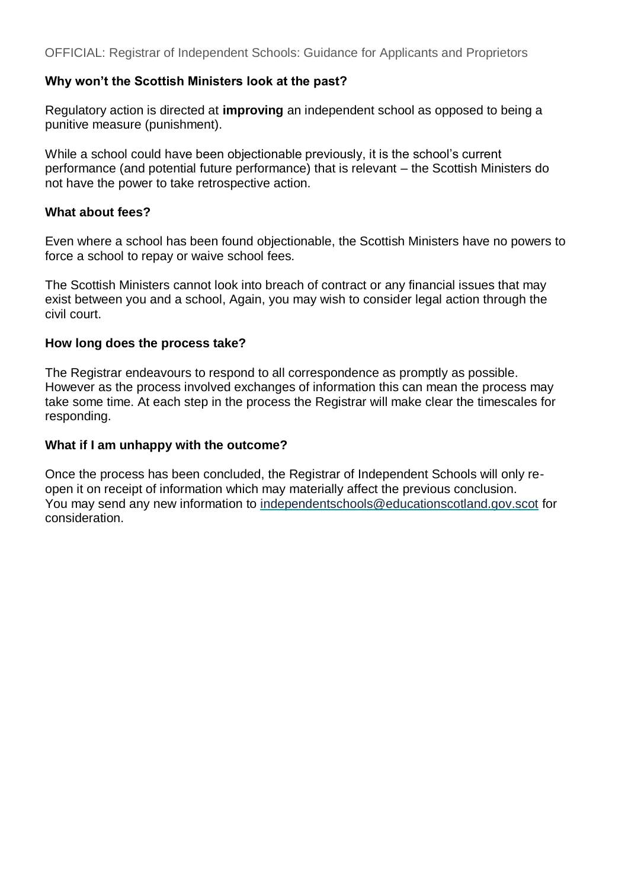**Why won't the Scottish Ministers look at the past?**

Regulatory action is directed at **improving** an independent school as opposed to being a punitive measure (punishment).

While a school could have been objectionable previously, it is the school's current performance (and potential future performance) that is relevant – the Scottish Ministers do not have the power to take retrospective action.

**What about fees?**

Even where a school has been found objectionable, the Scottish Ministers have no powers to force a school to repay or waive school fees.

The Scottish Ministers cannot look into breach of contract or any financial issues that may exist between you and a school, Again, you may wish to consider legal action through the civil court.

**How long does the process take?**

The Registrar endeavours to respond to all correspondence as promptly as possible. However as the process involved exchanges of information this can mean the process may take some time. At each step in the process the Registrar will make clear the timescales for responding.

**What if I am unhappy with the outcome?**

Once the process has been concluded, the Registrar of Independent Schools will only re-open it on receipt of information which may materially affect the previous conclusion. You may send any new information to independentschools@educationscotland.gov.scot for consideration.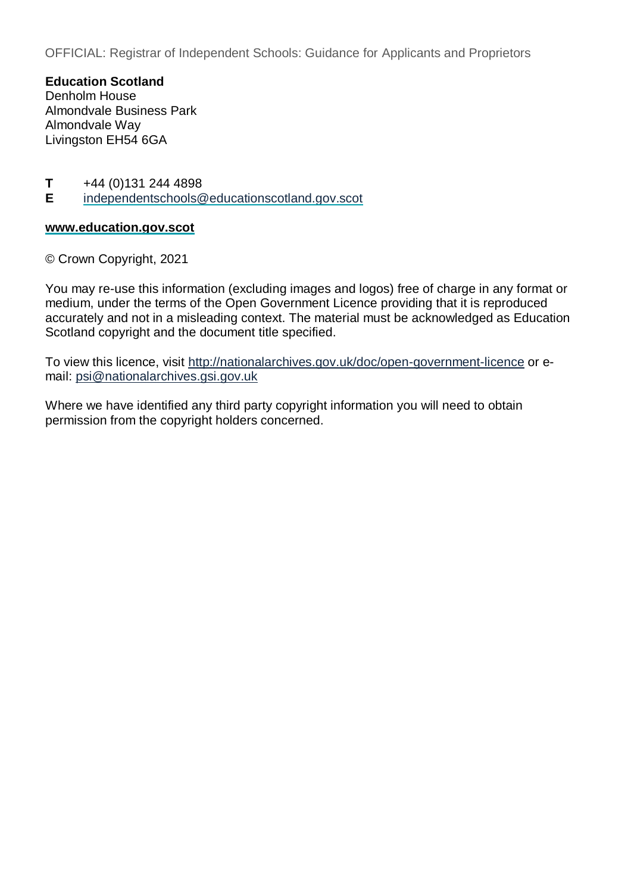**Education Scotland**
Denholm House
Almondvale Business Park
Almondvale Way
Livingston EH54 6GA

**T** +44 (0)131 244 4898
**E** [independentschools@educationscotland.gov.scot](mailto:independentschools@educationscotland.gov.scot)

[**www.education.gov.scot**](http://www.education.gov.scot)

© Crown Copyright, 2021

You may re-use this information (excluding images and logos) free of charge in any format or medium, under the terms of the Open Government Licence providing that it is reproduced accurately and not in a misleading context. The material must be acknowledged as Education Scotland copyright and the document title specified.

To view this licence, visit [http://nationalarchives.gov.uk/doc/open-government-licence](http://nationalarchives.gov.uk/doc/open-government-licence) or e-mail: [psi@nationalarchives.gsi.gov.uk](mailto:psi@nationalarchives.gsi.gov.uk)

Where we have identified any third party copyright information you will need to obtain permission from the copyright holders concerned.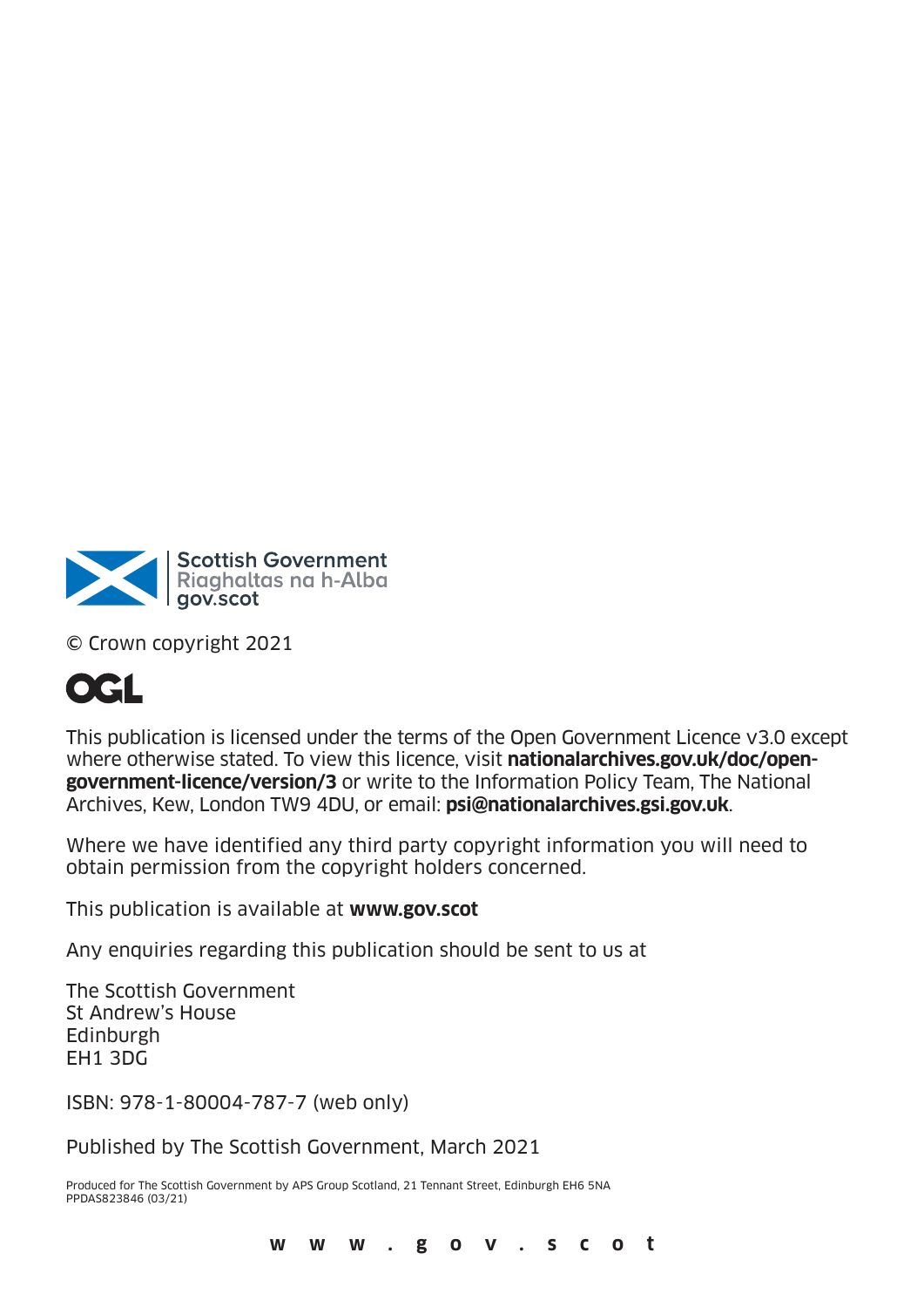Scottish Government
Riaghaltas na h-Alba
gov.scot

© Crown copyright 2021

OGL

This publication is licensed under the terms of the Open Government Licence v3.0 except where otherwise stated. To view this licence, visit **nationalarchives.gov.uk/doc/open-government-licence/version/3** or write to the Information Policy Team, The National Archives, Kew, London TW9 4DU, or email: **psi@nationalarchives.gsi.gov.uk**.

Where we have identified any third party copyright information you will need to obtain permission from the copyright holders concerned.

This publication is available at **www.gov.scot**

Any enquiries regarding this publication should be sent to us at

The Scottish Government
St Andrew's House
Edinburgh
EH1 3DG

ISBN: 978-1-80004-787-7 (web only)

Published by The Scottish Government, March 2021

Produced for The Scottish Government by APS Group Scotland, 21 Tennant Street, Edinburgh EH6 5NA
PPDAS823846 (03/21)

**w w w . g o v . s c o t**